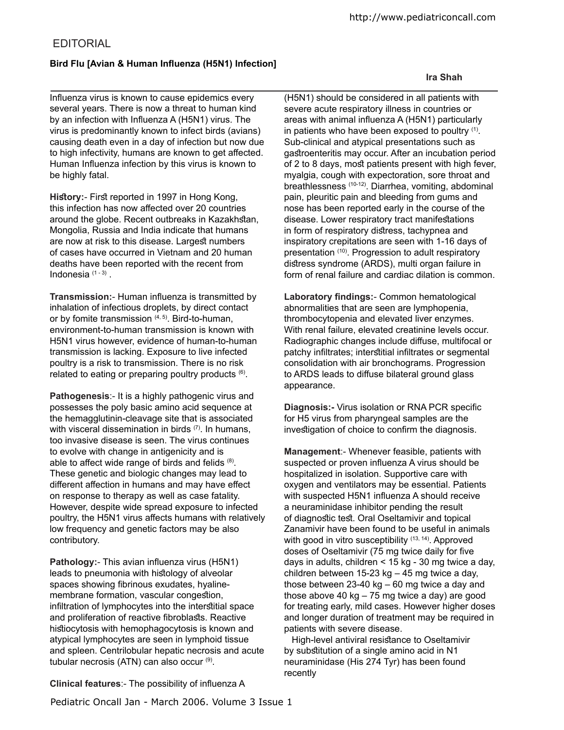EDITORIAL

## Bird Flu [Avian & Human Influenza (H5N1) Infection]

**Ira Shah**

Influenza virus is known to cause epidemics every several years. There is now a threat to human kind by an infection with Influenza A (H5N1) virus. The virus is predominantly known to infect birds (avians) causing death even in a day of infection but now due to high infectivity, humans are known to get affected. Human Influenza infection by this virus is known to be highly fatal.

**History:**- First reported in 1997 in Hong Kong, this infection has now affected over 20 countries around the globe. Recent outbreaks in Kazakhstan, Mongolia, Russia and India indicate that humans are now at risk to this disease. Largest numbers of cases have occurred in Vietnam and 20 human deaths have been reported with the recent from Indonesia [1 - 3] .

**Transmission:**- Human influenza is transmitted by inhalation of infectious droplets, by direct contact or by fomite transmission [4, 5]. Bird-to-human, environment-to-human transmission is known with H5N1 virus however, evidence of human-to-human transmission is lacking. Exposure to live infected poultry is a risk to transmission. There is no risk related to eating or preparing poultry products [6].

**Pathogenesis**:- It is a highly pathogenic virus and possesses the poly basic amino acid sequence at the hemagglutinin-cleavage site that is associated with visceral dissemination in birds [7]. In humans, too invasive disease is seen. The virus continues to evolve with change in antigenicity and is able to affect wide range of birds and felids [8]. These genetic and biologic changes may lead to different affection in humans and may have effect on response to therapy as well as case fatality. However, despite wide spread exposure to infected poultry, the H5N1 virus affects humans with relatively low frequency and genetic factors may be also contributory.

**Pathology:**- This avian influenza virus (H5N1) leads to pneumonia with histology of alveolar spaces showing fibrinous exudates, hyaline-membrane formation, vascular congestion, infiltration of lymphocytes into the interstitial space and proliferation of reactive fibroblasts. Reactive histiocytosis with hemophagocytosis is known and atypical lymphocytes are seen in lymphoid tissue and spleen. Centrilobular hepatic necrosis and acute tubular necrosis (ATN) can also occur [9].

**Clinical features**:- The possibility of influenza A (H5N1) should be considered in all patients with severe acute respiratory illness in countries or areas with animal influenza A (H5N1) particularly in patients who have been exposed to poultry [1]. Sub-clinical and atypical presentations such as gastroenteritis may occur. After an incubation period of 2 to 8 days, most patients present with high fever, myalgia, cough with expectoration, sore throat and breathlessness [10-12]. Diarrhea, vomiting, abdominal pain, pleuritic pain and bleeding from gums and nose has been reported early in the course of the disease. Lower respiratory tract manifestations in form of respiratory distress, tachypnea and inspiratory crepitations are seen with 1-16 days of presentation [10]. Progression to adult respiratory distress syndrome (ARDS), multi organ failure in form of renal failure and cardiac dilation is common.

**Laboratory findings:**- Common hematological abnormalities that are seen are lymphopenia, thrombocytopenia and elevated liver enzymes. With renal failure, elevated creatinine levels occur. Radiographic changes include diffuse, multifocal or patchy infiltrates; interstitial infiltrates or segmental consolidation with air bronchograms. Progression to ARDS leads to diffuse bilateral ground glass appearance.

**Diagnosis:-** Virus isolation or RNA PCR specific for H5 virus from pharyngeal samples are the investigation of choice to confirm the diagnosis.

**Management**:- Whenever feasible, patients with suspected or proven influenza A virus should be hospitalized in isolation. Supportive care with oxygen and ventilators may be essential. Patients with suspected H5N1 influenza A should receive a neuraminidase inhibitor pending the result of diagnostic test. Oral Oseltamivir and topical Zanamivir have been found to be useful in animals with good in vitro susceptibility [13, 14]. Approved doses of Oseltamivir (75 mg twice daily for five days in adults, children < 15 kg - 30 mg twice a day, children between 15-23 kg – 45 mg twice a day, those between 23-40 kg – 60 mg twice a day and those above 40 kg – 75 mg twice a day) are good for treating early, mild cases. However higher doses and longer duration of treatment may be required in patients with severe disease.

High-level antiviral resistance to Oseltamivir by substitution of a single amino acid in N1 neuraminidase (His 274 Tyr) has been found recently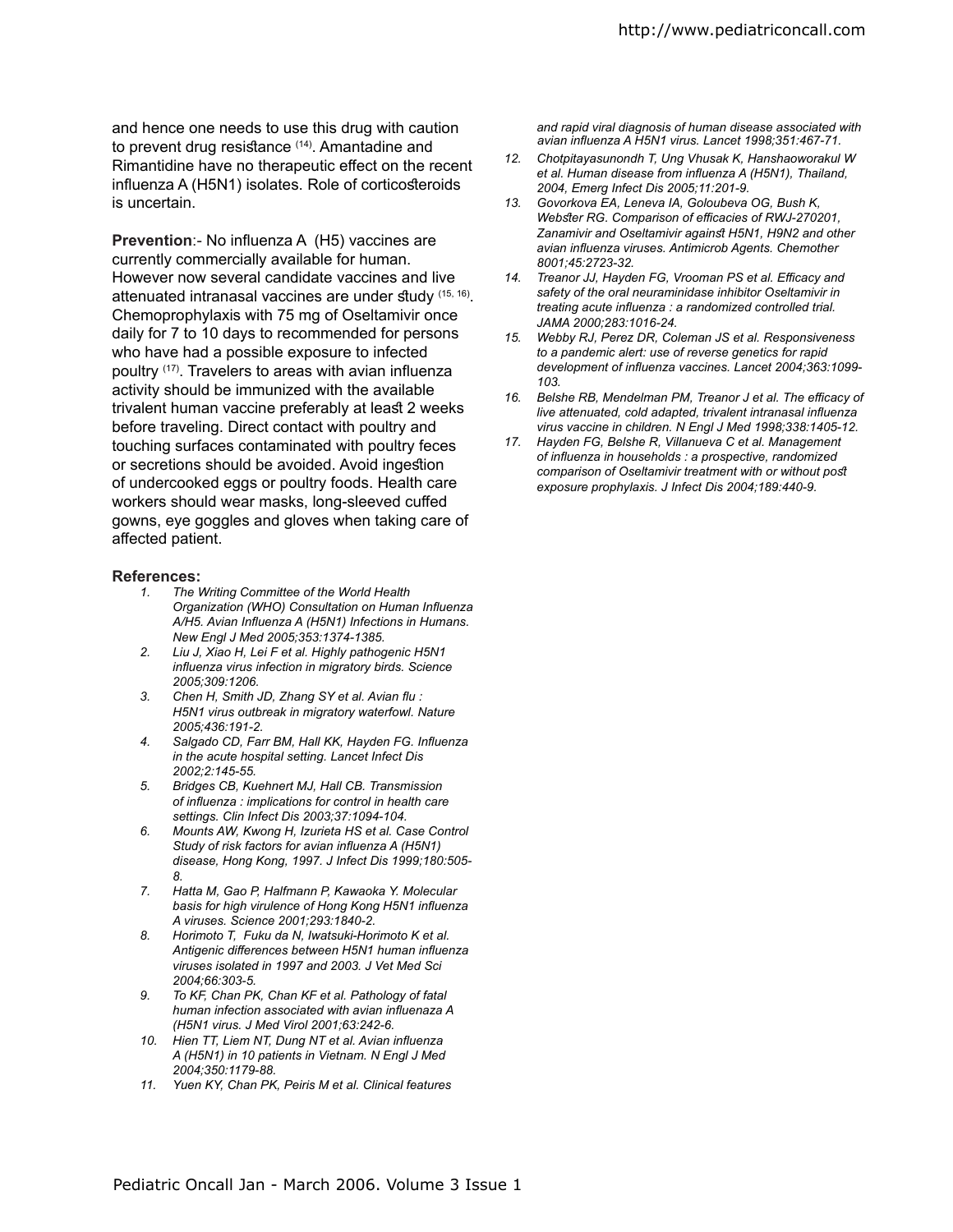and hence one needs to use this drug with caution to prevent drug resistance [14]. Amantadine and Rimantidine have no therapeutic effect on the recent influenza A (H5N1) isolates. Role of corticosteroids is uncertain.

**Prevention**:- No influenza A (H5) vaccines are currently commercially available for human. However now several candidate vaccines and live attenuated intranasal vaccines are under study [15, 16]. Chemoprophylaxis with 75 mg of Oseltamivir once daily for 7 to 10 days to recommended for persons who have had a possible exposure to infected poultry [17]. Travelers to areas with avian influenza activity should be immunized with the available trivalent human vaccine preferably at least 2 weeks before traveling. Direct contact with poultry and touching surfaces contaminated with poultry feces or secretions should be avoided. Avoid ingestion of undercooked eggs or poultry foods. Health care workers should wear masks, long-sleeved cuffed gowns, eye goggles and gloves when taking care of affected patient.

**References:**

1. *The Writing Committee of the World Health Organization (WHO) Consultation on Human Influenza A/H5. Avian Influenza A (H5N1) Infections in Humans. New Engl J Med 2005;353:1374-1385.*
2. *Liu J, Xiao H, Lei F et al. Highly pathogenic H5N1 influenza virus infection in migratory birds. Science 2005;309:1206.*
3. *Chen H, Smith JD, Zhang SY et al. Avian flu : H5N1 virus outbreak in migratory waterfowl. Nature 2005;436:191-2.*
4. *Salgado CD, Farr BM, Hall KK, Hayden FG. Influenza in the acute hospital setting. Lancet Infect Dis 2002;2:145-55.*
5. *Bridges CB, Kuehnert MJ, Hall CB. Transmission of influenza : implications for control in health care settings. Clin Infect Dis 2003;37:1094-104.*
6. *Mounts AW, Kwong H, Izurieta HS et al. Case Control Study of risk factors for avian influenza A (H5N1) disease, Hong Kong, 1997. J Infect Dis 1999;180:505-8.*
7. *Hatta M, Gao P, Halfmann P, Kawaoka Y. Molecular basis for high virulence of Hong Kong H5N1 influenza A viruses. Science 2001;293:1840-2.*
8. *Horimoto T, Fuku da N, Iwatsuki-Horimoto K et al. Antigenic differences between H5N1 human influenza viruses isolated in 1997 and 2003. J Vet Med Sci 2004;66:303-5.*
9. *To KF, Chan PK, Chan KF et al. Pathology of fatal human infection associated with avian influenaza A (H5N1 virus. J Med Virol 2001;63:242-6.*
10. *Hien TT, Liem NT, Dung NT et al. Avian influenza A (H5N1) in 10 patients in Vietnam. N Engl J Med 2004;350:1179-88.*
11. *Yuen KY, Chan PK, Peiris M et al. Clinical features and rapid viral diagnosis of human disease associated with avian influenza A H5N1 virus. Lancet 1998;351:467-71.*
12. *Chotpitayasunondh T, Ung Vhusak K, Hanshaoworakul W et al. Human disease from influenza A (H5N1), Thailand, 2004, Emerg Infect Dis 2005;11:201-9.*
13. *Govorkova EA, Leneva IA, Goloubeva OG, Bush K, Webster RG. Comparison of efficacies of RWJ-270201, Zanamivir and Oseltamivir against H5N1, H9N2 and other avian influenza viruses. Antimicrob Agents. Chemother 8001;45:2723-32.*
14. *Treanor JJ, Hayden FG, Vrooman PS et al. Efficacy and safety of the oral neuraminidase inhibitor Oseltamivir in treating acute influenza : a randomized controlled trial. JAMA 2000;283:1016-24.*
15. *Webby RJ, Perez DR, Coleman JS et al. Responsiveness to a pandemic alert: use of reverse genetics for rapid development of influenza vaccines. Lancet 2004;363:1099-103.*
16. *Belshe RB, Mendelman PM, Treanor J et al. The efficacy of live attenuated, cold adapted, trivalent intranasal influenza virus vaccine in children. N Engl J Med 1998;338:1405-12.*
17. *Hayden FG, Belshe R, Villanueva C et al. Management of influenza in households : a prospective, randomized comparison of Oseltamivir treatment with or without post exposure prophylaxis. J Infect Dis 2004;189:440-9.*